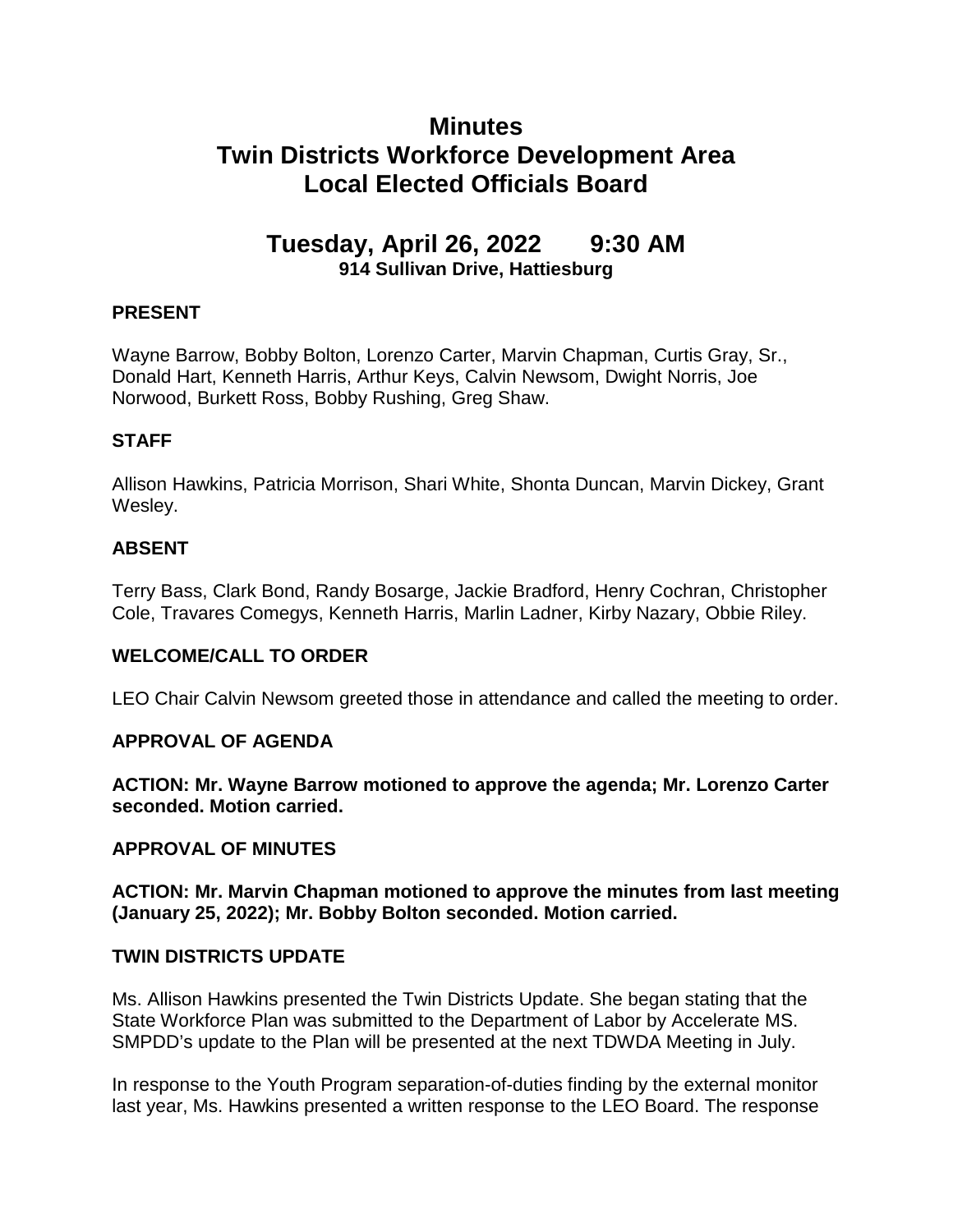# Minutes
# Twin Districts Workforce Development Area
# Local Elected Officials Board

## Tuesday, April 26, 2022 9:30 AM

**914 Sullivan Drive, Hattiesburg**

### PRESENT

Wayne Barrow, Bobby Bolton, Lorenzo Carter, Marvin Chapman, Curtis Gray, Sr., Donald Hart, Kenneth Harris, Arthur Keys, Calvin Newsom, Dwight Norris, Joe Norwood, Burkett Ross, Bobby Rushing, Greg Shaw.

### STAFF

Allison Hawkins, Patricia Morrison, Shari White, Shonta Duncan, Marvin Dickey, Grant Wesley.

### ABSENT

Terry Bass, Clark Bond, Randy Bosarge, Jackie Bradford, Henry Cochran, Christopher Cole, Travares Comegys, Kenneth Harris, Marlin Ladner, Kirby Nazary, Obbie Riley.

### WELCOME/CALL TO ORDER

LEO Chair Calvin Newsom greeted those in attendance and called the meeting to order.

### APPROVAL OF AGENDA

**ACTION: Mr. Wayne Barrow motioned to approve the agenda; Mr. Lorenzo Carter seconded. Motion carried.**

### APPROVAL OF MINUTES

**ACTION: Mr. Marvin Chapman motioned to approve the minutes from last meeting (January 25, 2022); Mr. Bobby Bolton seconded. Motion carried.**

### TWIN DISTRICTS UPDATE

Ms. Allison Hawkins presented the Twin Districts Update. She began stating that the State Workforce Plan was submitted to the Department of Labor by Accelerate MS. SMPDD's update to the Plan will be presented at the next TDWDA Meeting in July.

In response to the Youth Program separation-of-duties finding by the external monitor last year, Ms. Hawkins presented a written response to the LEO Board. The response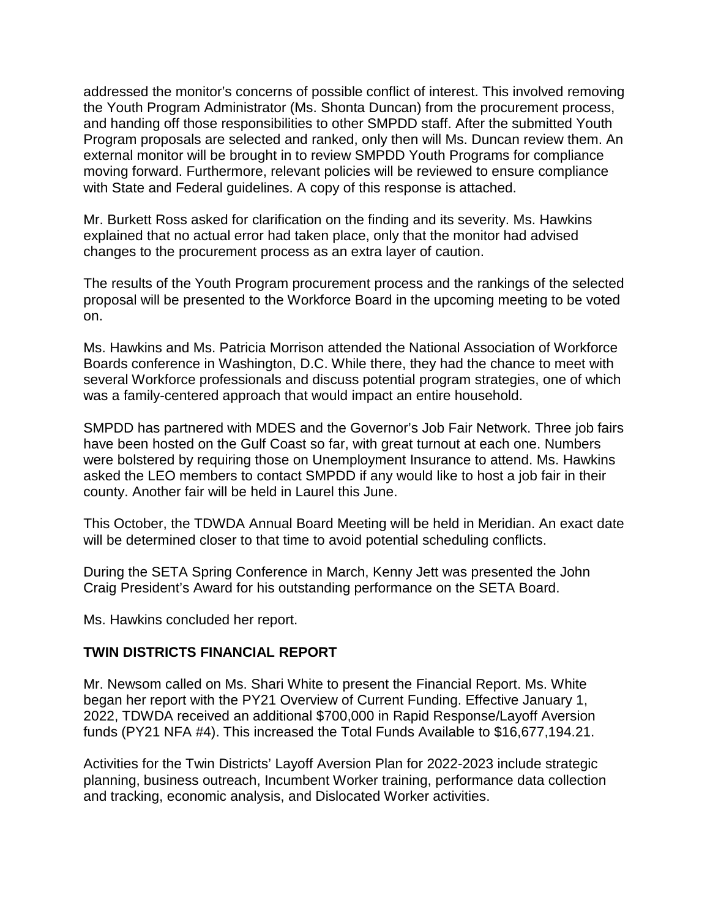addressed the monitor's concerns of possible conflict of interest. This involved removing the Youth Program Administrator (Ms. Shonta Duncan) from the procurement process, and handing off those responsibilities to other SMPDD staff. After the submitted Youth Program proposals are selected and ranked, only then will Ms. Duncan review them. An external monitor will be brought in to review SMPDD Youth Programs for compliance moving forward. Furthermore, relevant policies will be reviewed to ensure compliance with State and Federal guidelines. A copy of this response is attached.

Mr. Burkett Ross asked for clarification on the finding and its severity. Ms. Hawkins explained that no actual error had taken place, only that the monitor had advised changes to the procurement process as an extra layer of caution.

The results of the Youth Program procurement process and the rankings of the selected proposal will be presented to the Workforce Board in the upcoming meeting to be voted on.

Ms. Hawkins and Ms. Patricia Morrison attended the National Association of Workforce Boards conference in Washington, D.C. While there, they had the chance to meet with several Workforce professionals and discuss potential program strategies, one of which was a family-centered approach that would impact an entire household.

SMPDD has partnered with MDES and the Governor's Job Fair Network. Three job fairs have been hosted on the Gulf Coast so far, with great turnout at each one. Numbers were bolstered by requiring those on Unemployment Insurance to attend. Ms. Hawkins asked the LEO members to contact SMPDD if any would like to host a job fair in their county. Another fair will be held in Laurel this June.

This October, the TDWDA Annual Board Meeting will be held in Meridian. An exact date will be determined closer to that time to avoid potential scheduling conflicts.

During the SETA Spring Conference in March, Kenny Jett was presented the John Craig President's Award for his outstanding performance on the SETA Board.

Ms. Hawkins concluded her report.

## TWIN DISTRICTS FINANCIAL REPORT

Mr. Newsom called on Ms. Shari White to present the Financial Report. Ms. White began her report with the PY21 Overview of Current Funding. Effective January 1, 2022, TDWDA received an additional $700,000 in Rapid Response/Layoff Aversion funds (PY21 NFA #4). This increased the Total Funds Available to $16,677,194.21.

Activities for the Twin Districts' Layoff Aversion Plan for 2022-2023 include strategic planning, business outreach, Incumbent Worker training, performance data collection and tracking, economic analysis, and Dislocated Worker activities.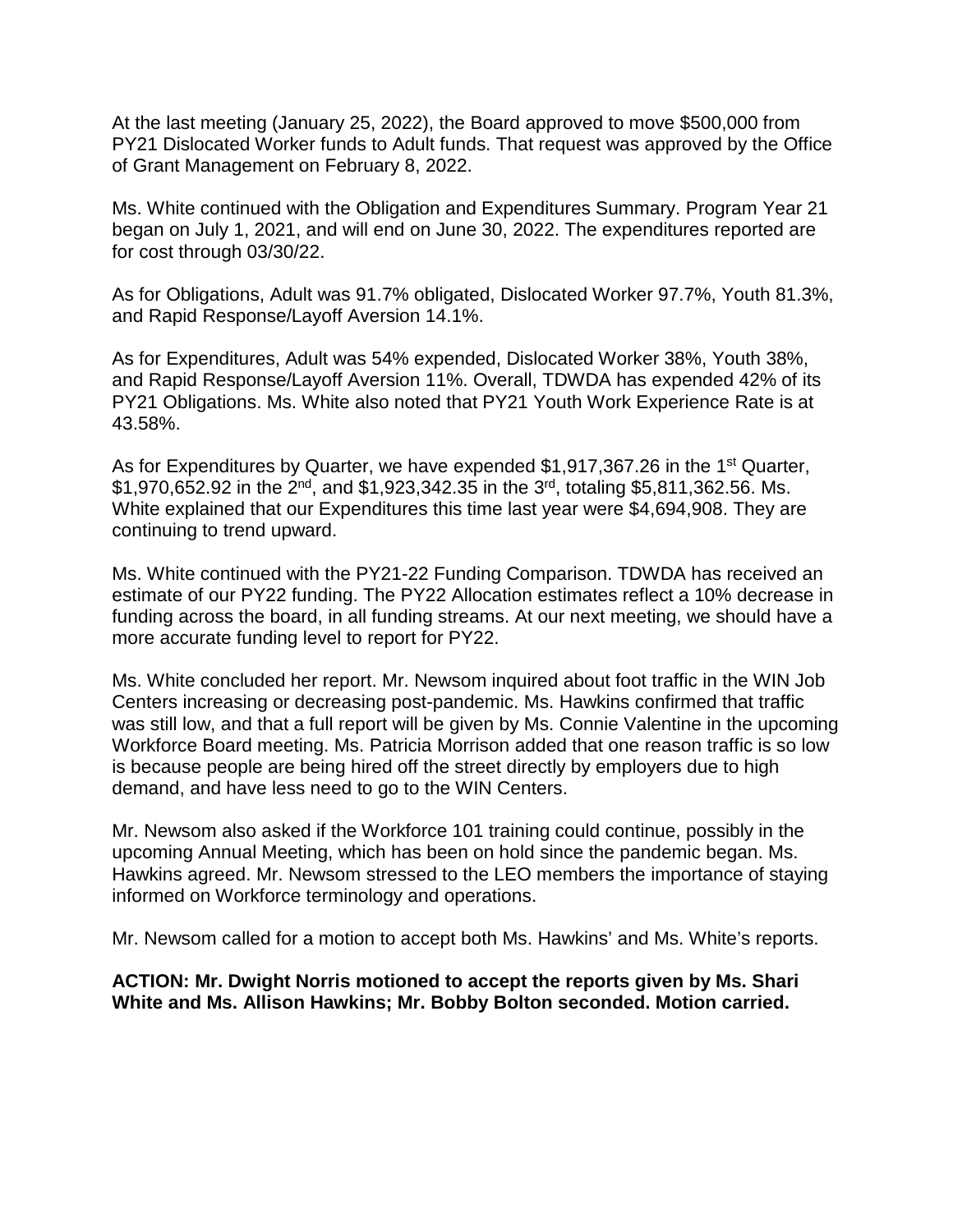At the last meeting (January 25, 2022), the Board approved to move $500,000 from PY21 Dislocated Worker funds to Adult funds. That request was approved by the Office of Grant Management on February 8, 2022.

Ms. White continued with the Obligation and Expenditures Summary. Program Year 21 began on July 1, 2021, and will end on June 30, 2022. The expenditures reported are for cost through 03/30/22.

As for Obligations, Adult was 91.7% obligated, Dislocated Worker 97.7%, Youth 81.3%, and Rapid Response/Layoff Aversion 14.1%.

As for Expenditures, Adult was 54% expended, Dislocated Worker 38%, Youth 38%, and Rapid Response/Layoff Aversion 11%. Overall, TDWDA has expended 42% of its PY21 Obligations. Ms. White also noted that PY21 Youth Work Experience Rate is at 43.58%.

As for Expenditures by Quarter, we have expended $1,917,367.26 in the 1st Quarter, $1,970,652.92 in the 2nd, and $1,923,342.35 in the 3rd, totaling $5,811,362.56. Ms. White explained that our Expenditures this time last year were $4,694,908. They are continuing to trend upward.

Ms. White continued with the PY21-22 Funding Comparison. TDWDA has received an estimate of our PY22 funding. The PY22 Allocation estimates reflect a 10% decrease in funding across the board, in all funding streams. At our next meeting, we should have a more accurate funding level to report for PY22.

Ms. White concluded her report. Mr. Newsom inquired about foot traffic in the WIN Job Centers increasing or decreasing post-pandemic. Ms. Hawkins confirmed that traffic was still low, and that a full report will be given by Ms. Connie Valentine in the upcoming Workforce Board meeting. Ms. Patricia Morrison added that one reason traffic is so low is because people are being hired off the street directly by employers due to high demand, and have less need to go to the WIN Centers.

Mr. Newsom also asked if the Workforce 101 training could continue, possibly in the upcoming Annual Meeting, which has been on hold since the pandemic began. Ms. Hawkins agreed. Mr. Newsom stressed to the LEO members the importance of staying informed on Workforce terminology and operations.

Mr. Newsom called for a motion to accept both Ms. Hawkins' and Ms. White's reports.

**ACTION: Mr. Dwight Norris motioned to accept the reports given by Ms. Shari White and Ms. Allison Hawkins; Mr. Bobby Bolton seconded. Motion carried.**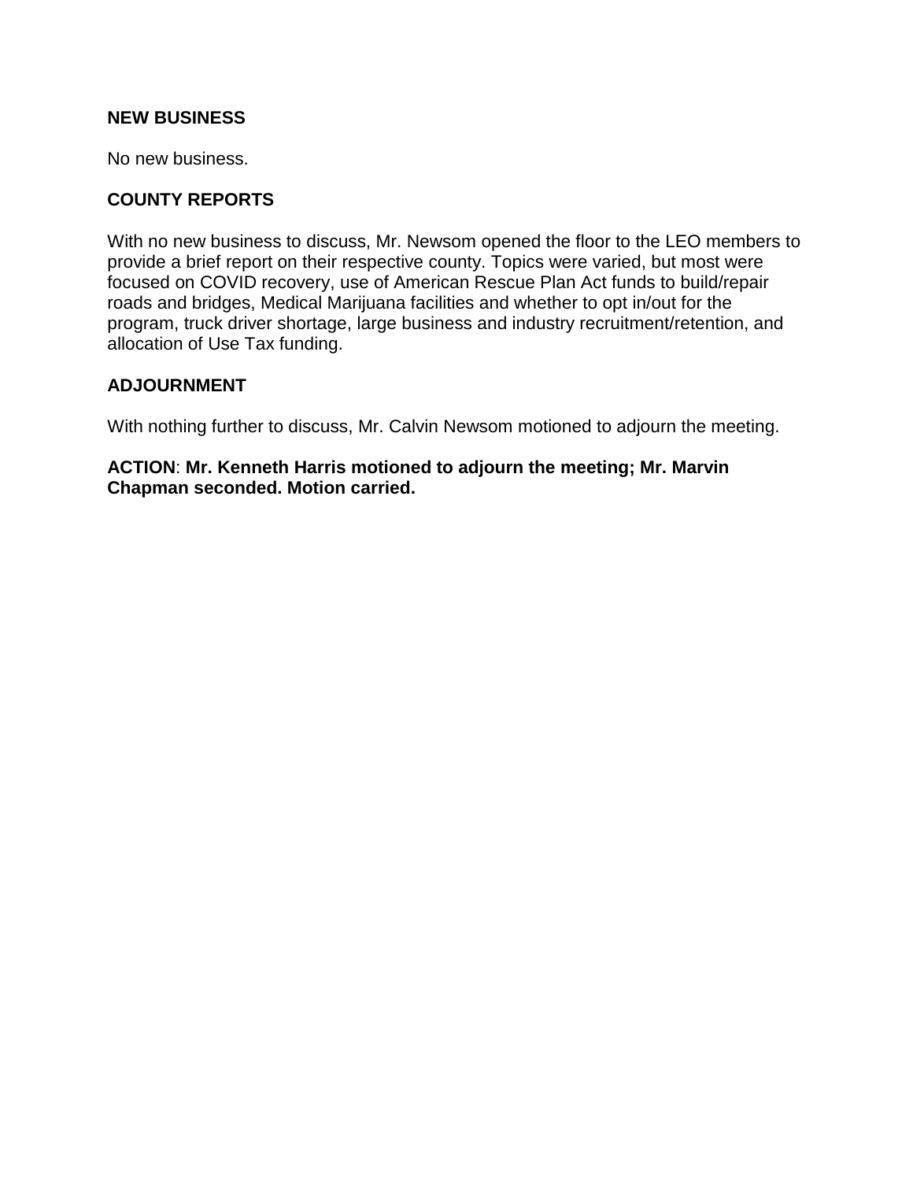**NEW BUSINESS**

No new business.

**COUNTY REPORTS**

With no new business to discuss, Mr. Newsom opened the floor to the LEO members to provide a brief report on their respective county. Topics were varied, but most were focused on COVID recovery, use of American Rescue Plan Act funds to build/repair roads and bridges, Medical Marijuana facilities and whether to opt in/out for the program, truck driver shortage, large business and industry recruitment/retention, and allocation of Use Tax funding.

**ADJOURNMENT**

With nothing further to discuss, Mr. Calvin Newsom motioned to adjourn the meeting.

**ACTION**: **Mr. Kenneth Harris motioned to adjourn the meeting; Mr. Marvin Chapman seconded. Motion carried.**